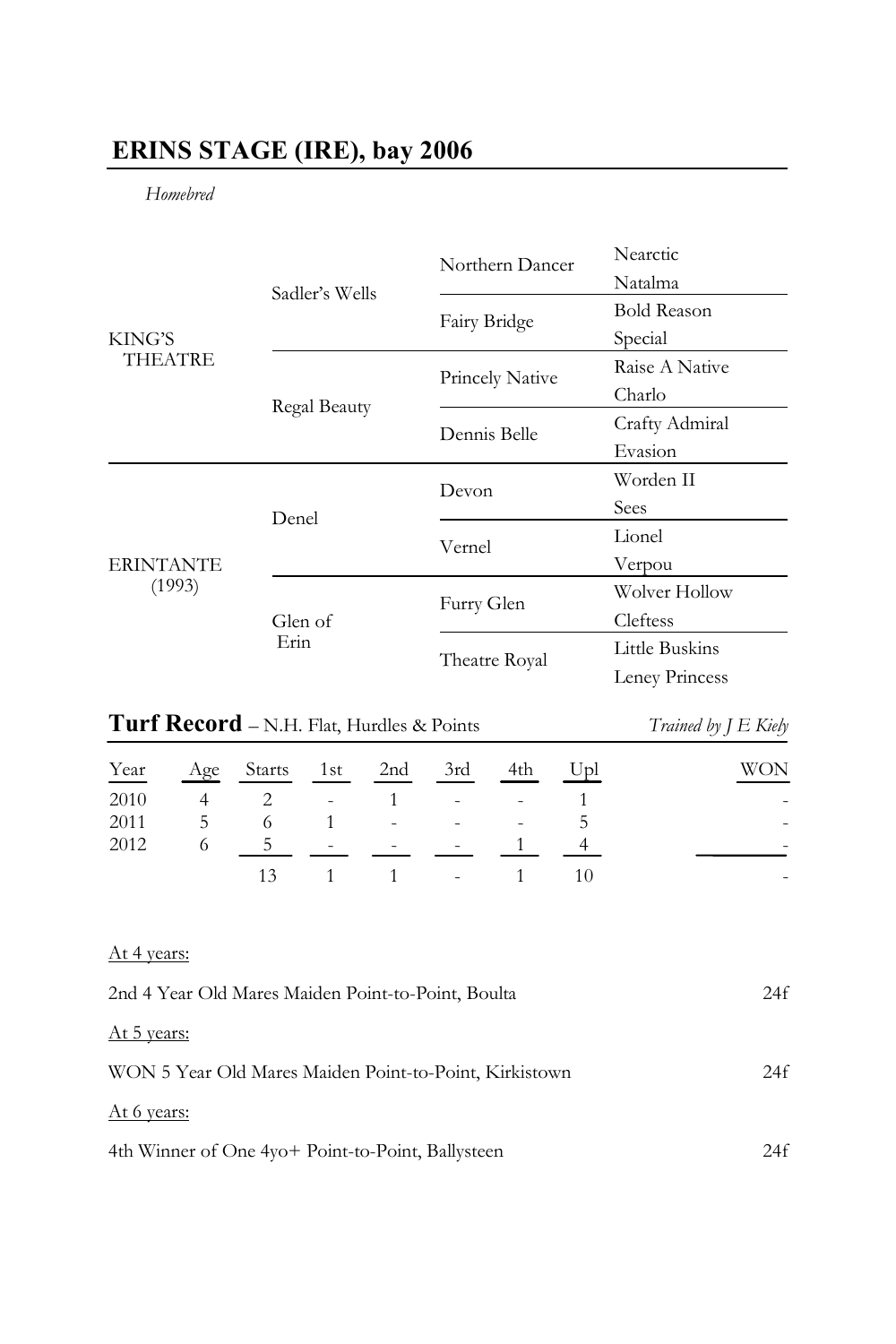# ERINS STAGE (IRE), bay 2006

*Homebred*

| | | | |
|---|---|---|---|
| KING'S THEATRE | Sadler's Wells | Northern Dancer | Nearctic |
| | | | Natalma |
| | | Fairy Bridge | Bold Reason |
| | | | Special |
| | Regal Beauty | Princely Native | Raise A Native |
| | | | Charlo |
| | | Dennis Belle | Crafty Admiral |
| | | | Evasion |
| ERINTANTE (1993) | Denel | Devon | Worden II |
| | | | Sees |
| | | Vernel | Lionel |
| | | | Verpou |
| | Glen of Erin | Furry Glen | Wolver Hollow |
| | | | Cleftess |
| | | Theatre Royal | Little Buskins |
| | | | Leney Princess |

## **Turf Record** – N.H. Flat, Hurdles & Points

*Trained by J E Kiely*

| Year | Age | Starts | 1st | 2nd | 3rd | 4th | Upl | WON |
|---|---|---|---|---|---|---|---|---|
| 2010 | 4 | 2 | - | 1 | - | - | 1 | - |
| 2011 | 5 | 6 | 1 | - | - | - | 5 | - |
| 2012 | 6 | 5 | - | - | - | 1 | 4 | - |
| | | 13 | 1 | 1 | - | 1 | 10 | - |

At 4 years:

2nd 4 Year Old Mares Maiden Point-to-Point, Boulta 24f

At 5 years:

WON 5 Year Old Mares Maiden Point-to-Point, Kirkistown 24f

At 6 years:

4th Winner of One 4yo+ Point-to-Point, Ballysteen 24f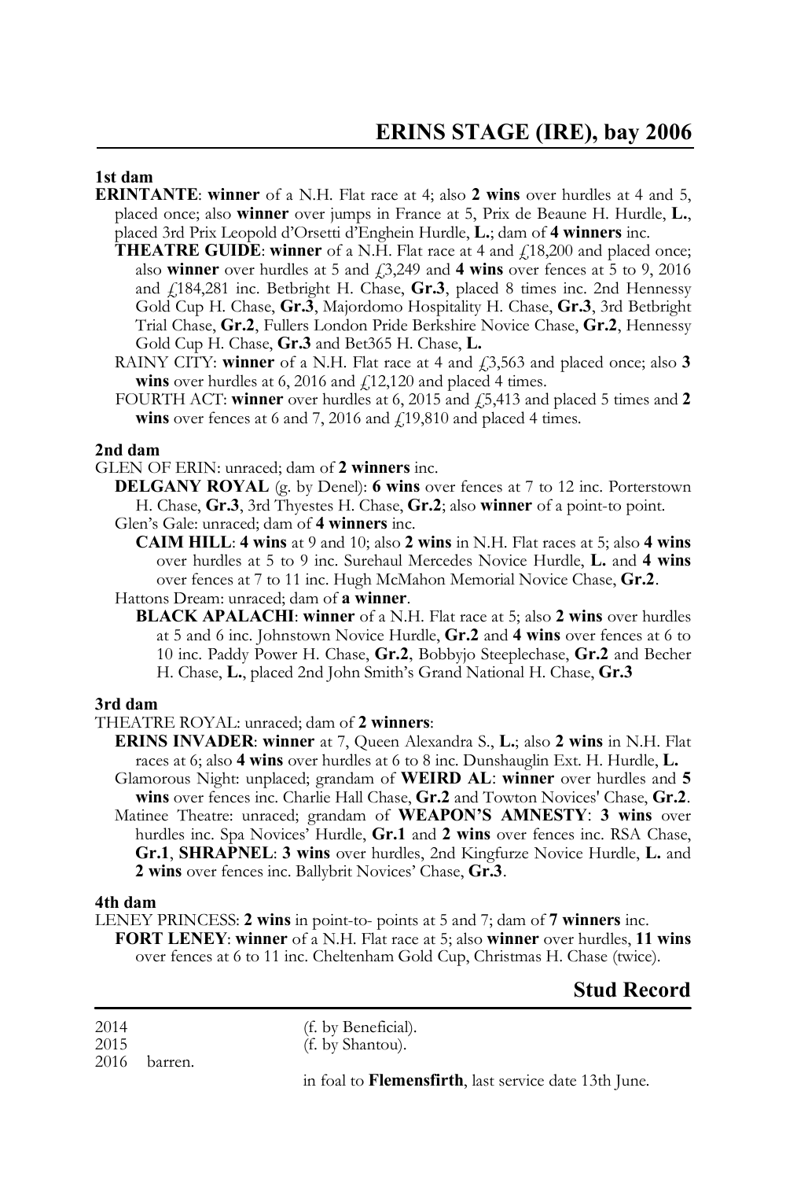## ERINS STAGE (IRE), bay 2006

### 1st dam

**ERINTANTE**: **winner** of a N.H. Flat race at 4; also **2 wins** over hurdles at 4 and 5, placed once; also **winner** over jumps in France at 5, Prix de Beaune H. Hurdle, **L.**, placed 3rd Prix Leopold d'Orsetti d'Enghein Hurdle, **L.**; dam of **4 winners** inc.

- **THEATRE GUIDE**: **winner** of a N.H. Flat race at 4 and £18,200 and placed once; also **winner** over hurdles at 5 and £3,249 and **4 wins** over fences at 5 to 9, 2016 and £184,281 inc. Betbright H. Chase, **Gr.3**, placed 8 times inc. 2nd Hennessy Gold Cup H. Chase, **Gr.3**, Majordomo Hospitality H. Chase, **Gr.3**, 3rd Betbright Trial Chase, **Gr.2**, Fullers London Pride Berkshire Novice Chase, **Gr.2**, Hennessy Gold Cup H. Chase, **Gr.3** and Bet365 H. Chase, **L.**
- RAINY CITY: **winner** of a N.H. Flat race at 4 and £3,563 and placed once; also **3 wins** over hurdles at 6, 2016 and £12,120 and placed 4 times.
- FOURTH ACT: **winner** over hurdles at 6, 2015 and £5,413 and placed 5 times and **2 wins** over fences at 6 and 7, 2016 and £19,810 and placed 4 times.

### 2nd dam

GLEN OF ERIN: unraced; dam of **2 winners** inc.

- **DELGANY ROYAL** (g. by Denel): **6 wins** over fences at 7 to 12 inc. Porterstown H. Chase, **Gr.3**, 3rd Thyestes H. Chase, **Gr.2**; also **winner** of a point-to point.
- Glen's Gale: unraced; dam of **4 winners** inc.
  - **CAIM HILL**: **4 wins** at 9 and 10; also **2 wins** in N.H. Flat races at 5; also **4 wins** over hurdles at 5 to 9 inc. Surehaul Mercedes Novice Hurdle, **L.** and **4 wins** over fences at 7 to 11 inc. Hugh McMahon Memorial Novice Chase, **Gr.2**.
- Hattons Dream: unraced; dam of **a winner**.
  - **BLACK APALACHI**: **winner** of a N.H. Flat race at 5; also **2 wins** over hurdles at 5 and 6 inc. Johnstown Novice Hurdle, **Gr.2** and **4 wins** over fences at 6 to 10 inc. Paddy Power H. Chase, **Gr.2**, Bobbyjo Steeplechase, **Gr.2** and Becher H. Chase, **L.**, placed 2nd John Smith's Grand National H. Chase, **Gr.3**

### 3rd dam

THEATRE ROYAL: unraced; dam of **2 winners**:

- **ERINS INVADER**: **winner** at 7, Queen Alexandra S., **L.**; also **2 wins** in N.H. Flat races at 6; also **4 wins** over hurdles at 6 to 8 inc. Dunshauglin Ext. H. Hurdle, **L.**
- Glamorous Night: unplaced; grandam of **WEIRD AL**: **winner** over hurdles and **5 wins** over fences inc. Charlie Hall Chase, **Gr.2** and Towton Novices' Chase, **Gr.2**.
- Matinee Theatre: unraced; grandam of **WEAPON'S AMNESTY**: **3 wins** over hurdles inc. Spa Novices' Hurdle, **Gr.1** and **2 wins** over fences inc. RSA Chase, **Gr.1**, **SHRAPNEL**: **3 wins** over hurdles, 2nd Kingfurze Novice Hurdle, **L.** and **2 wins** over fences inc. Ballybrit Novices' Chase, **Gr.3**.

### 4th dam

LENEY PRINCESS: **2 wins** in point-to- points at 5 and 7; dam of **7 winners** inc.

- **FORT LENEY**: **winner** of a N.H. Flat race at 5; also **winner** over hurdles, **11 wins** over fences at 6 to 11 inc. Cheltenham Gold Cup, Christmas H. Chase (twice).

## Stud Record

| | |
|---|---|
| 2014 | (f. by Beneficial). |
| 2015 | (f. by Shantou). |
| 2016 barren. | |
| | in foal to **Flemensfirth**, last service date 13th June. |